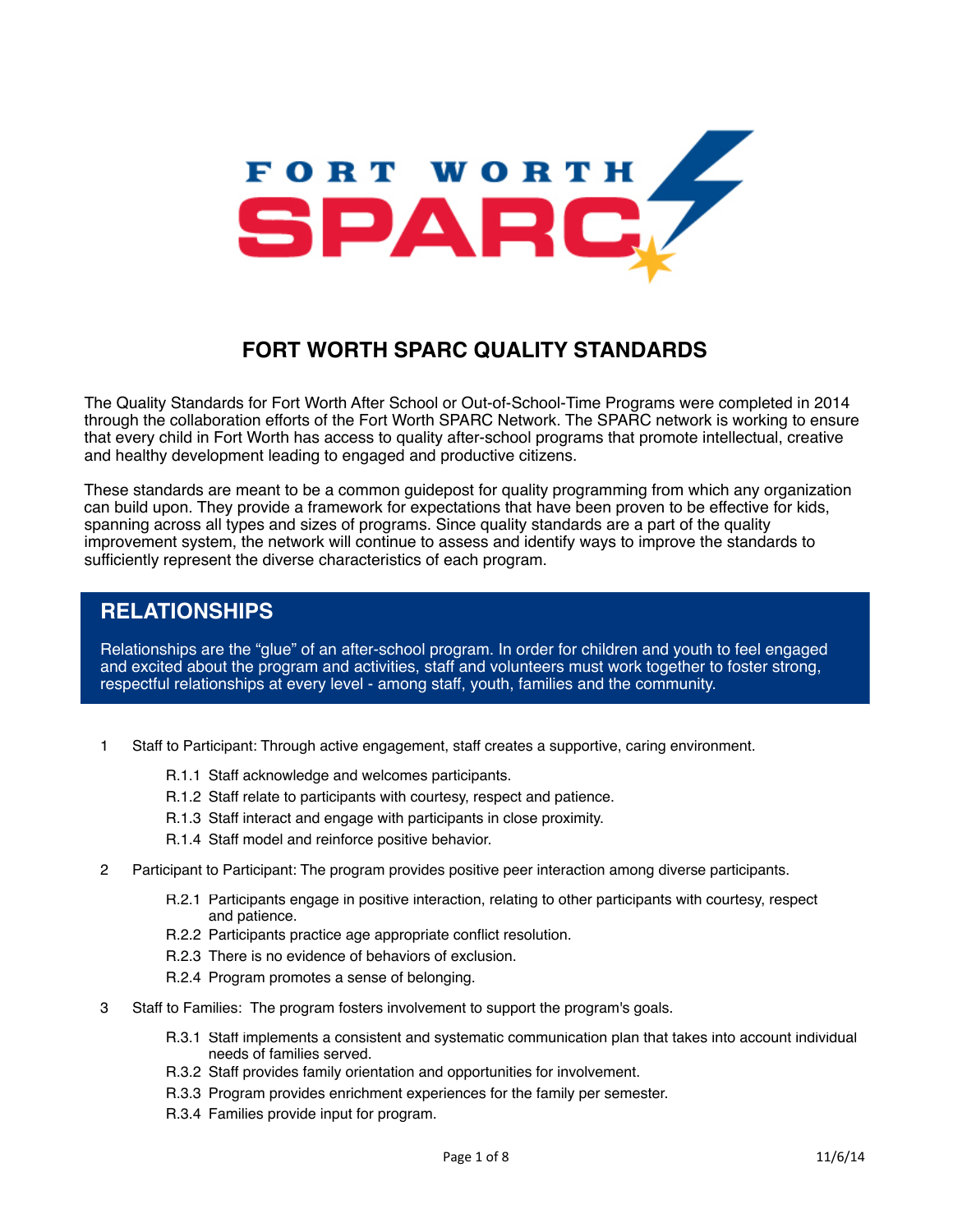# FORT WORTH SPARC QUALITY STANDARDS

The Quality Standards for Fort Worth After School or Out-of-School-Time Programs were completed in 2014 through the collaboration efforts of the Fort Worth SPARC Network. The SPARC network is working to ensure that every child in Fort Worth has access to quality after-school programs that promote intellectual, creative and healthy development leading to engaged and productive citizens.

These standards are meant to be a common guidepost for quality programming from which any organization can build upon. They provide a framework for expectations that have been proven to be effective for kids, spanning across all types and sizes of programs. Since quality standards are a part of the quality improvement system, the network will continue to assess and identify ways to improve the standards to sufficiently represent the diverse characteristics of each program.

## RELATIONSHIPS

Relationships are the "glue" of an after-school program. In order for children and youth to feel engaged and excited about the program and activities, staff and volunteers must work together to foster strong, respectful relationships at every level - among staff, youth, families and the community.

1 Staff to Participant: Through active engagement, staff creates a supportive, caring environment.

- R.1.1 Staff acknowledge and welcomes participants.
- R.1.2 Staff relate to participants with courtesy, respect and patience.
- R.1.3 Staff interact and engage with participants in close proximity.
- R.1.4 Staff model and reinforce positive behavior.

2 Participant to Participant: The program provides positive peer interaction among diverse participants.

- R.2.1 Participants engage in positive interaction, relating to other participants with courtesy, respect and patience.
- R.2.2 Participants practice age appropriate conflict resolution.
- R.2.3 There is no evidence of behaviors of exclusion.
- R.2.4 Program promotes a sense of belonging.

3 Staff to Families: The program fosters involvement to support the program's goals.

- R.3.1 Staff implements a consistent and systematic communication plan that takes into account individual needs of families served.
- R.3.2 Staff provides family orientation and opportunities for involvement.
- R.3.3 Program provides enrichment experiences for the family per semester.
- R.3.4 Families provide input for program.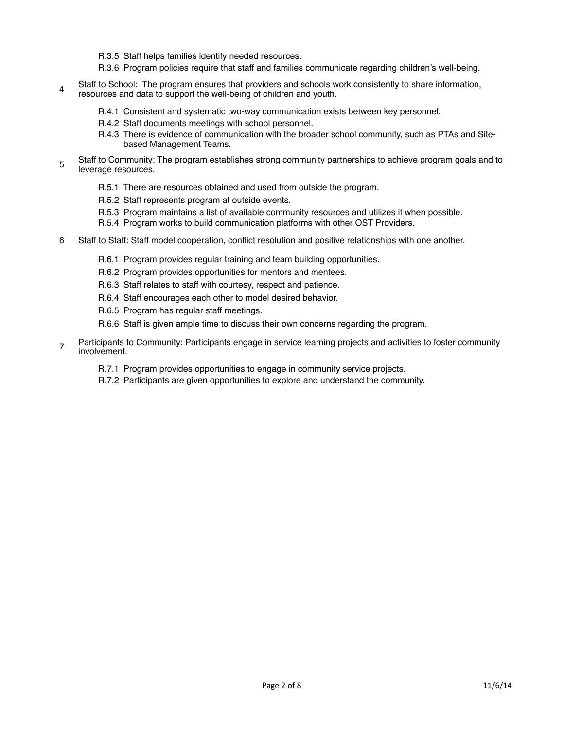- R.3.5 Staff helps families identify needed resources.
- R.3.6 Program policies require that staff and families communicate regarding children's well-being.

4 Staff to School: The program ensures that providers and schools work consistently to share information, resources and data to support the well-being of children and youth.

- R.4.1 Consistent and systematic two-way communication exists between key personnel.
- R.4.2 Staff documents meetings with school personnel.
- R.4.3 There is evidence of communication with the broader school community, such as PTAs and Site-based Management Teams.

5 Staff to Community: The program establishes strong community partnerships to achieve program goals and to leverage resources.

- R.5.1 There are resources obtained and used from outside the program.
- R.5.2 Staff represents program at outside events.
- R.5.3 Program maintains a list of available community resources and utilizes it when possible.
- R.5.4 Program works to build communication platforms with other OST Providers.

6 Staff to Staff: Staff model cooperation, conflict resolution and positive relationships with one another.

- R.6.1 Program provides regular training and team building opportunities.
- R.6.2 Program provides opportunities for mentors and mentees.
- R.6.3 Staff relates to staff with courtesy, respect and patience.
- R.6.4 Staff encourages each other to model desired behavior.
- R.6.5 Program has regular staff meetings.
- R.6.6 Staff is given ample time to discuss their own concerns regarding the program.

7 Participants to Community: Participants engage in service learning projects and activities to foster community involvement.

- R.7.1 Program provides opportunities to engage in community service projects.
- R.7.2 Participants are given opportunities to explore and understand the community.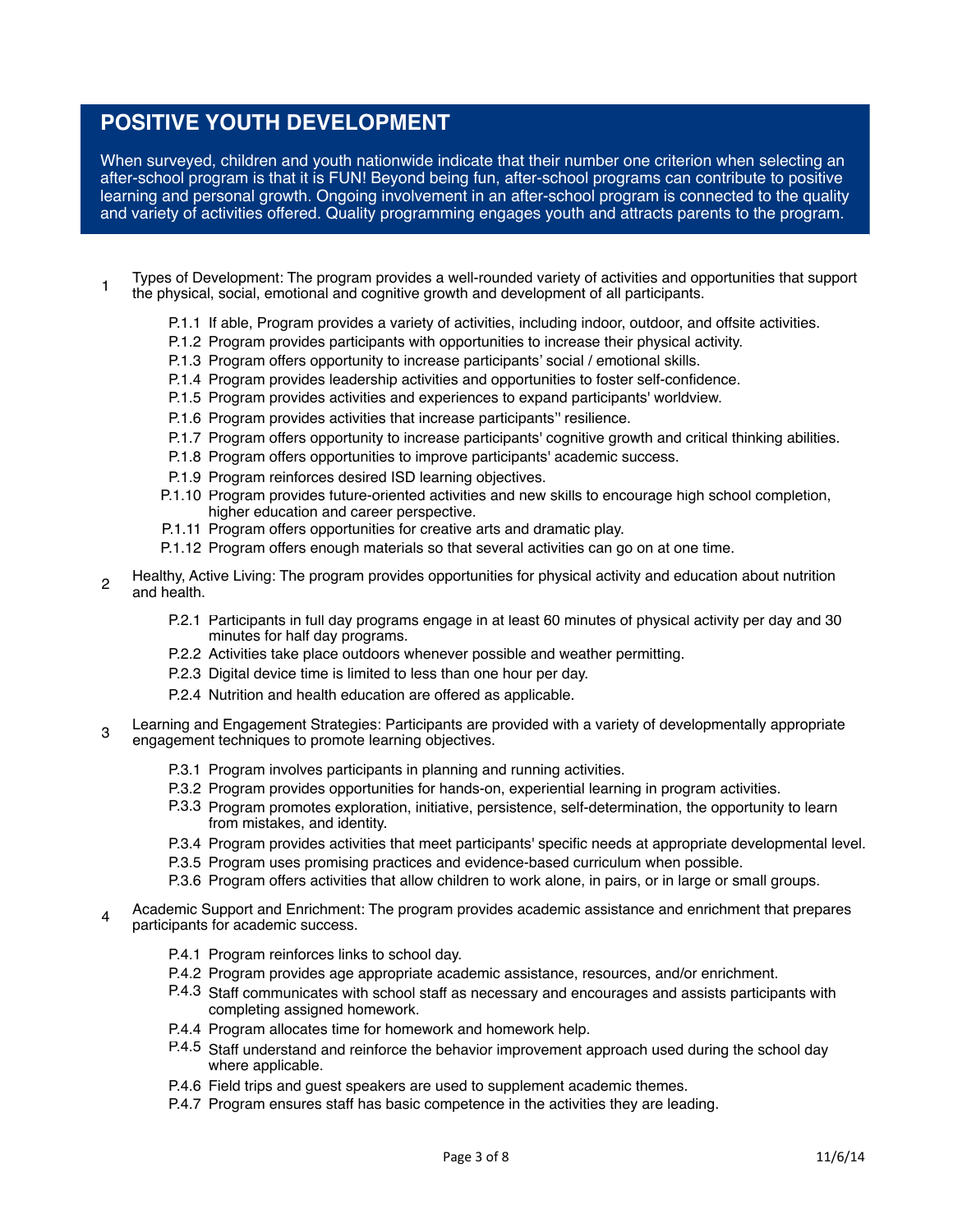# POSITIVE YOUTH DEVELOPMENT

When surveyed, children and youth nationwide indicate that their number one criterion when selecting an after-school program is that it is FUN! Beyond being fun, after-school programs can contribute to positive learning and personal growth. Ongoing involvement in an after-school program is connected to the quality and variety of activities offered. Quality programming engages youth and attracts parents to the program.

1. Types of Development: The program provides a well-rounded variety of activities and opportunities that support the physical, social, emotional and cognitive growth and development of all participants.

   - P.1.1 If able, Program provides a variety of activities, including indoor, outdoor, and offsite activities.
   - P.1.2 Program provides participants with opportunities to increase their physical activity.
   - P.1.3 Program offers opportunity to increase participants' social / emotional skills.
   - P.1.4 Program provides leadership activities and opportunities to foster self-confidence.
   - P.1.5 Program provides activities and experiences to expand participants' worldview.
   - P.1.6 Program provides activities that increase participants'' resilience.
   - P.1.7 Program offers opportunity to increase participants' cognitive growth and critical thinking abilities.
   - P.1.8 Program offers opportunities to improve participants' academic success.
   - P.1.9 Program reinforces desired ISD learning objectives.
   - P.1.10 Program provides future-oriented activities and new skills to encourage high school completion, higher education and career perspective.
   - P.1.11 Program offers opportunities for creative arts and dramatic play.
   - P.1.12 Program offers enough materials so that several activities can go on at one time.

2. Healthy, Active Living: The program provides opportunities for physical activity and education about nutrition and health.

   - P.2.1 Participants in full day programs engage in at least 60 minutes of physical activity per day and 30 minutes for half day programs.
   - P.2.2 Activities take place outdoors whenever possible and weather permitting.
   - P.2.3 Digital device time is limited to less than one hour per day.
   - P.2.4 Nutrition and health education are offered as applicable.

3. Learning and Engagement Strategies: Participants are provided with a variety of developmentally appropriate engagement techniques to promote learning objectives.

   - P.3.1 Program involves participants in planning and running activities.
   - P.3.2 Program provides opportunities for hands-on, experiential learning in program activities.
   - P.3.3 Program promotes exploration, initiative, persistence, self-determination, the opportunity to learn from mistakes, and identity.
   - P.3.4 Program provides activities that meet participants' specific needs at appropriate developmental level.
   - P.3.5 Program uses promising practices and evidence-based curriculum when possible.
   - P.3.6 Program offers activities that allow children to work alone, in pairs, or in large or small groups.

4. Academic Support and Enrichment: The program provides academic assistance and enrichment that prepares participants for academic success.

   - P.4.1 Program reinforces links to school day.
   - P.4.2 Program provides age appropriate academic assistance, resources, and/or enrichment.
   - P.4.3 Staff communicates with school staff as necessary and encourages and assists participants with completing assigned homework.
   - P.4.4 Program allocates time for homework and homework help.
   - P.4.5 Staff understand and reinforce the behavior improvement approach used during the school day where applicable.
   - P.4.6 Field trips and guest speakers are used to supplement academic themes.
   - P.4.7 Program ensures staff has basic competence in the activities they are leading.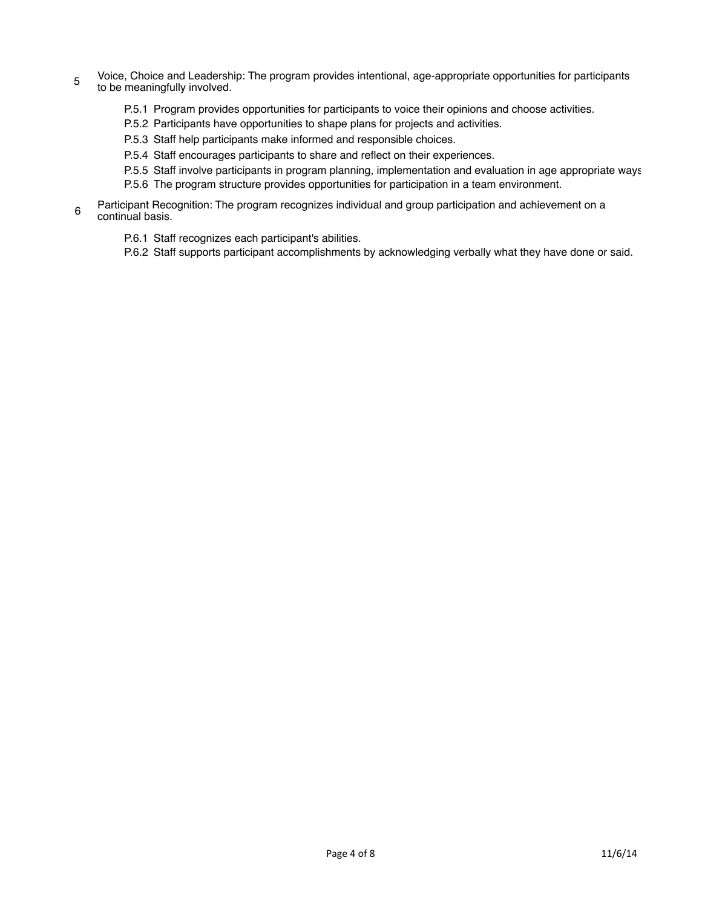5 Voice, Choice and Leadership: The program provides intentional, age-appropriate opportunities for participants to be meaningfully involved.

- P.5.1 Program provides opportunities for participants to voice their opinions and choose activities.
- P.5.2 Participants have opportunities to shape plans for projects and activities.
- P.5.3 Staff help participants make informed and responsible choices.
- P.5.4 Staff encourages participants to share and reflect on their experiences.
- P.5.5 Staff involve participants in program planning, implementation and evaluation in age appropriate ways
- P.5.6 The program structure provides opportunities for participation in a team environment.

6 Participant Recognition: The program recognizes individual and group participation and achievement on a continual basis.

- P.6.1 Staff recognizes each participant's abilities.
- P.6.2 Staff supports participant accomplishments by acknowledging verbally what they have done or said.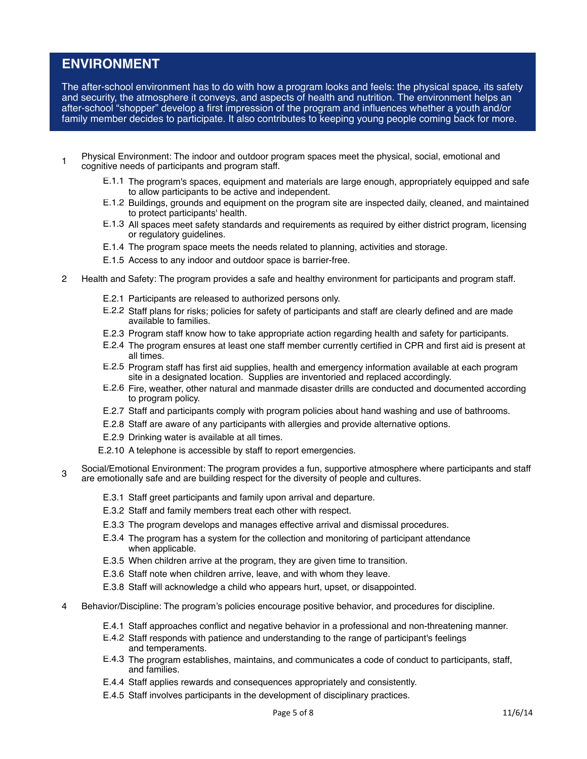## ENVIRONMENT

The after-school environment has to do with how a program looks and feels: the physical space, its safety and security, the atmosphere it conveys, and aspects of health and nutrition. The environment helps an after-school "shopper" develop a first impression of the program and influences whether a youth and/or family member decides to participate. It also contributes to keeping young people coming back for more.

1 Physical Environment: The indoor and outdoor program spaces meet the physical, social, emotional and cognitive needs of participants and program staff.

- E.1.1 The program's spaces, equipment and materials are large enough, appropriately equipped and safe to allow participants to be active and independent.
- E.1.2 Buildings, grounds and equipment on the program site are inspected daily, cleaned, and maintained to protect participants' health.
- E.1.3 All spaces meet safety standards and requirements as required by either district program, licensing or regulatory guidelines.
- E.1.4 The program space meets the needs related to planning, activities and storage.
- E.1.5 Access to any indoor and outdoor space is barrier-free.

2 Health and Safety: The program provides a safe and healthy environment for participants and program staff.

- E.2.1 Participants are released to authorized persons only.
- E.2.2 Staff plans for risks; policies for safety of participants and staff are clearly defined and are made available to families.
- E.2.3 Program staff know how to take appropriate action regarding health and safety for participants.
- E.2.4 The program ensures at least one staff member currently certified in CPR and first aid is present at all times.
- E.2.5 Program staff has first aid supplies, health and emergency information available at each program site in a designated location. Supplies are inventoried and replaced accordingly.
- E.2.6 Fire, weather, other natural and manmade disaster drills are conducted and documented according to program policy.
- E.2.7 Staff and participants comply with program policies about hand washing and use of bathrooms.
- E.2.8 Staff are aware of any participants with allergies and provide alternative options.
- E.2.9 Drinking water is available at all times.
- E.2.10 A telephone is accessible by staff to report emergencies.

3 Social/Emotional Environment: The program provides a fun, supportive atmosphere where participants and staff are emotionally safe and are building respect for the diversity of people and cultures.

- E.3.1 Staff greet participants and family upon arrival and departure.
- E.3.2 Staff and family members treat each other with respect.
- E.3.3 The program develops and manages effective arrival and dismissal procedures.
- E.3.4 The program has a system for the collection and monitoring of participant attendance when applicable.
- E.3.5 When children arrive at the program, they are given time to transition.
- E.3.6 Staff note when children arrive, leave, and with whom they leave.
- E.3.8 Staff will acknowledge a child who appears hurt, upset, or disappointed.

4 Behavior/Discipline: The program's policies encourage positive behavior, and procedures for discipline.

- E.4.1 Staff approaches conflict and negative behavior in a professional and non-threatening manner.
- E.4.2 Staff responds with patience and understanding to the range of participant's feelings and temperaments.
- E.4.3 The program establishes, maintains, and communicates a code of conduct to participants, staff, and families.
- E.4.4 Staff applies rewards and consequences appropriately and consistently.
- E.4.5 Staff involves participants in the development of disciplinary practices.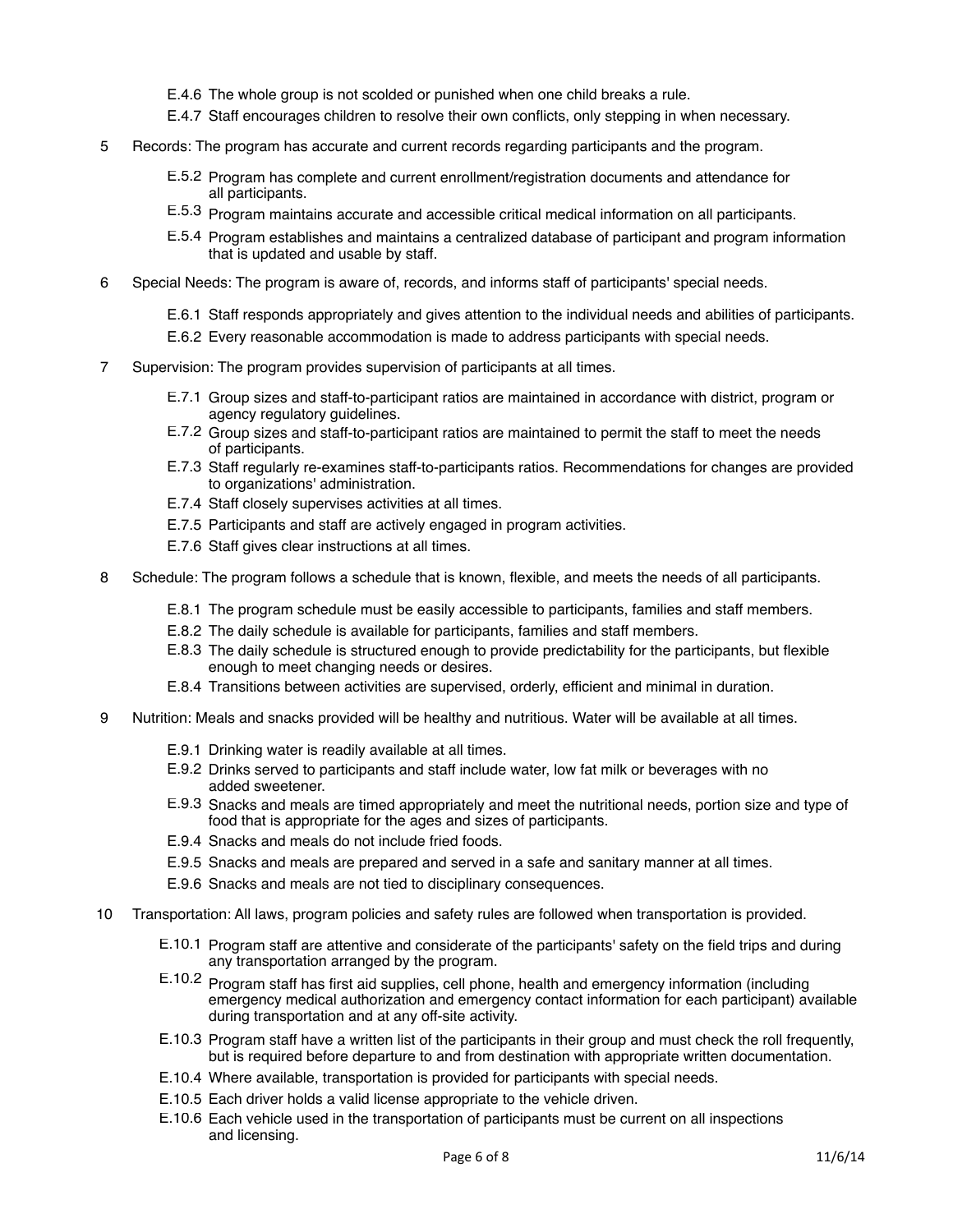- E.4.6 The whole group is not scolded or punished when one child breaks a rule.
- E.4.7 Staff encourages children to resolve their own conflicts, only stepping in when necessary.

5 Records: The program has accurate and current records regarding participants and the program.

- E.5.2 Program has complete and current enrollment/registration documents and attendance for all participants.
- E.5.3 Program maintains accurate and accessible critical medical information on all participants.
- E.5.4 Program establishes and maintains a centralized database of participant and program information that is updated and usable by staff.

6 Special Needs: The program is aware of, records, and informs staff of participants' special needs.

- E.6.1 Staff responds appropriately and gives attention to the individual needs and abilities of participants.
- E.6.2 Every reasonable accommodation is made to address participants with special needs.

7 Supervision: The program provides supervision of participants at all times.

- E.7.1 Group sizes and staff-to-participant ratios are maintained in accordance with district, program or agency regulatory guidelines.
- E.7.2 Group sizes and staff-to-participant ratios are maintained to permit the staff to meet the needs of participants.
- E.7.3 Staff regularly re-examines staff-to-participants ratios. Recommendations for changes are provided to organizations' administration.
- E.7.4 Staff closely supervises activities at all times.
- E.7.5 Participants and staff are actively engaged in program activities.
- E.7.6 Staff gives clear instructions at all times.

8 Schedule: The program follows a schedule that is known, flexible, and meets the needs of all participants.

- E.8.1 The program schedule must be easily accessible to participants, families and staff members.
- E.8.2 The daily schedule is available for participants, families and staff members.
- E.8.3 The daily schedule is structured enough to provide predictability for the participants, but flexible enough to meet changing needs or desires.
- E.8.4 Transitions between activities are supervised, orderly, efficient and minimal in duration.

9 Nutrition: Meals and snacks provided will be healthy and nutritious. Water will be available at all times.

- E.9.1 Drinking water is readily available at all times.
- E.9.2 Drinks served to participants and staff include water, low fat milk or beverages with no added sweetener.
- E.9.3 Snacks and meals are timed appropriately and meet the nutritional needs, portion size and type of food that is appropriate for the ages and sizes of participants.
- E.9.4 Snacks and meals do not include fried foods.
- E.9.5 Snacks and meals are prepared and served in a safe and sanitary manner at all times.
- E.9.6 Snacks and meals are not tied to disciplinary consequences.

10 Transportation: All laws, program policies and safety rules are followed when transportation is provided.

- E.10.1 Program staff are attentive and considerate of the participants' safety on the field trips and during any transportation arranged by the program.
- E.10.2 Program staff has first aid supplies, cell phone, health and emergency information (including emergency medical authorization and emergency contact information for each participant) available during transportation and at any off-site activity.
- E.10.3 Program staff have a written list of the participants in their group and must check the roll frequently, but is required before departure to and from destination with appropriate written documentation.
- E.10.4 Where available, transportation is provided for participants with special needs.
- E.10.5 Each driver holds a valid license appropriate to the vehicle driven.
- E.10.6 Each vehicle used in the transportation of participants must be current on all inspections and licensing.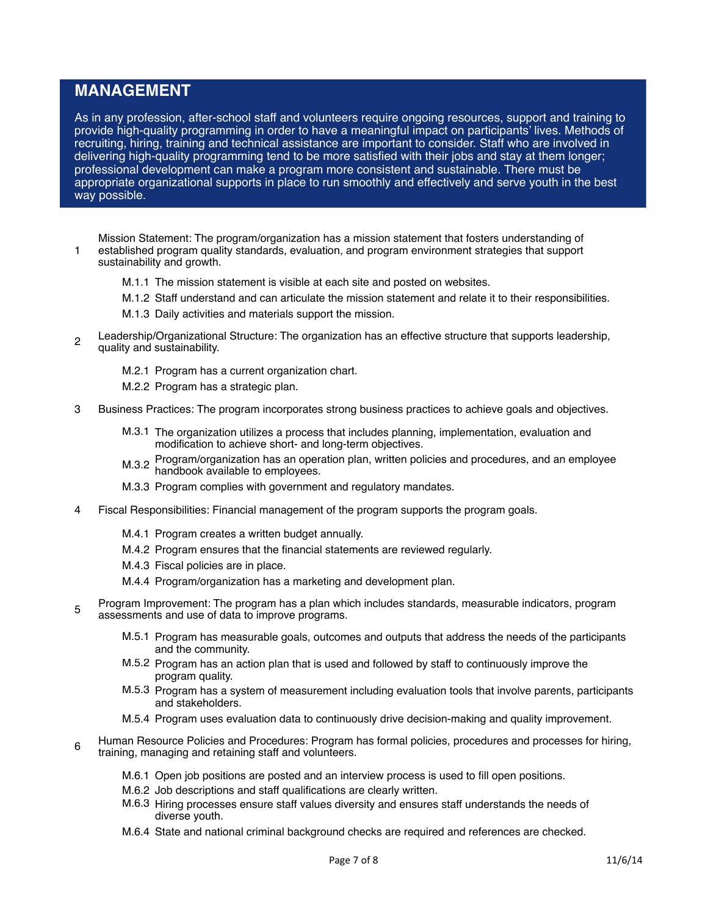## MANAGEMENT

As in any profession, after-school staff and volunteers require ongoing resources, support and training to provide high-quality programming in order to have a meaningful impact on participants' lives. Methods of recruiting, hiring, training and technical assistance are important to consider. Staff who are involved in delivering high-quality programming tend to be more satisfied with their jobs and stay at them longer; professional development can make a program more consistent and sustainable. There must be appropriate organizational supports in place to run smoothly and effectively and serve youth in the best way possible.

1. Mission Statement: The program/organization has a mission statement that fosters understanding of established program quality standards, evaluation, and program environment strategies that support sustainability and growth.

   M.1.1 The mission statement is visible at each site and posted on websites.

   M.1.2 Staff understand and can articulate the mission statement and relate it to their responsibilities.

   M.1.3 Daily activities and materials support the mission.

2. Leadership/Organizational Structure: The organization has an effective structure that supports leadership, quality and sustainability.

   M.2.1 Program has a current organization chart.

   M.2.2 Program has a strategic plan.

3. Business Practices: The program incorporates strong business practices to achieve goals and objectives.

   M.3.1 The organization utilizes a process that includes planning, implementation, evaluation and modification to achieve short- and long-term objectives.

   M.3.2 Program/organization has an operation plan, written policies and procedures, and an employee handbook available to employees.

   M.3.3 Program complies with government and regulatory mandates.

4. Fiscal Responsibilities: Financial management of the program supports the program goals.

   M.4.1 Program creates a written budget annually.

   M.4.2 Program ensures that the financial statements are reviewed regularly.

   M.4.3 Fiscal policies are in place.

   M.4.4 Program/organization has a marketing and development plan.

5. Program Improvement: The program has a plan which includes standards, measurable indicators, program assessments and use of data to improve programs.

   M.5.1 Program has measurable goals, outcomes and outputs that address the needs of the participants and the community.

   M.5.2 Program has an action plan that is used and followed by staff to continuously improve the program quality.

   M.5.3 Program has a system of measurement including evaluation tools that involve parents, participants and stakeholders.

   M.5.4 Program uses evaluation data to continuously drive decision-making and quality improvement.

6. Human Resource Policies and Procedures: Program has formal policies, procedures and processes for hiring, training, managing and retaining staff and volunteers.

   M.6.1 Open job positions are posted and an interview process is used to fill open positions.

   M.6.2 Job descriptions and staff qualifications are clearly written.

   M.6.3 Hiring processes ensure staff values diversity and ensures staff understands the needs of diverse youth.

   M.6.4 State and national criminal background checks are required and references are checked.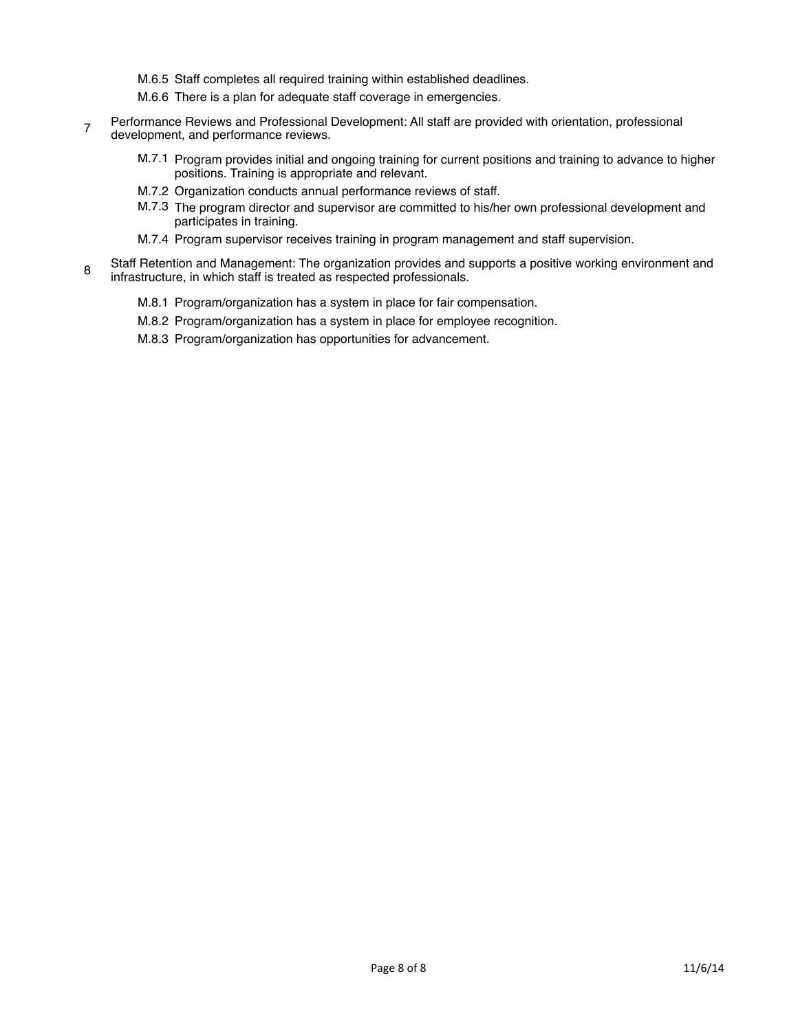M.6.5 Staff completes all required training within established deadlines.

M.6.6 There is a plan for adequate staff coverage in emergencies.

7 Performance Reviews and Professional Development: All staff are provided with orientation, professional development, and performance reviews.

M.7.1 Program provides initial and ongoing training for current positions and training to advance to higher positions. Training is appropriate and relevant.

M.7.2 Organization conducts annual performance reviews of staff.

M.7.3 The program director and supervisor are committed to his/her own professional development and participates in training.

M.7.4 Program supervisor receives training in program management and staff supervision.

8 Staff Retention and Management: The organization provides and supports a positive working environment and infrastructure, in which staff is treated as respected professionals.

M.8.1 Program/organization has a system in place for fair compensation.

M.8.2 Program/organization has a system in place for employee recognition.

M.8.3 Program/organization has opportunities for advancement.